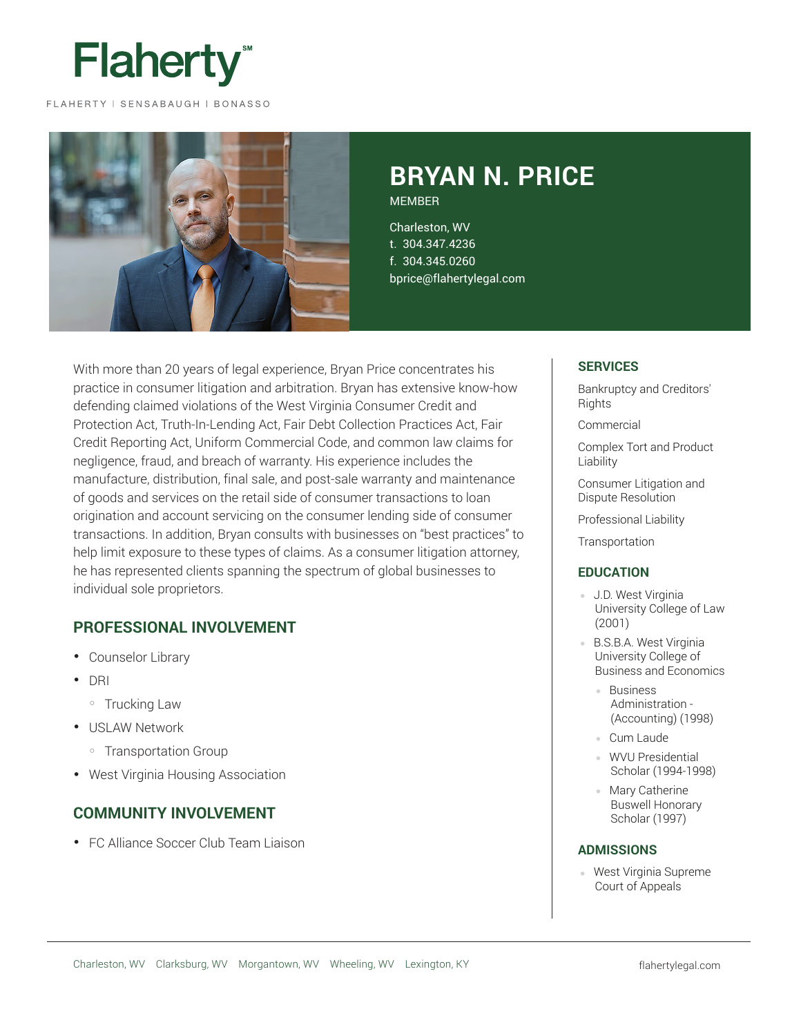Flaherty℠

FLAHERTY | SENSABAUGH | BONASSO

# BRYAN N. PRICE

MEMBER

Charleston, WV
t. 304.347.4236
f. 304.345.0260
bprice@flahertylegal.com

With more than 20 years of legal experience, Bryan Price concentrates his practice in consumer litigation and arbitration. Bryan has extensive know-how defending claimed violations of the West Virginia Consumer Credit and Protection Act, Truth-In-Lending Act, Fair Debt Collection Practices Act, Fair Credit Reporting Act, Uniform Commercial Code, and common law claims for negligence, fraud, and breach of warranty. His experience includes the manufacture, distribution, final sale, and post-sale warranty and maintenance of goods and services on the retail side of consumer transactions to loan origination and account servicing on the consumer lending side of consumer transactions. In addition, Bryan consults with businesses on "best practices" to help limit exposure to these types of claims. As a consumer litigation attorney, he has represented clients spanning the spectrum of global businesses to individual sole proprietors.

## PROFESSIONAL INVOLVEMENT

- Counselor Library
- DRI
  - Trucking Law
- USLAW Network
  - Transportation Group
- West Virginia Housing Association

## COMMUNITY INVOLVEMENT

- FC Alliance Soccer Club Team Liaison

## SERVICES

Bankruptcy and Creditors' Rights

Commercial

Complex Tort and Product Liability

Consumer Litigation and Dispute Resolution

Professional Liability

Transportation

## EDUCATION

- J.D. West Virginia University College of Law (2001)
- B.S.B.A. West Virginia University College of Business and Economics
  - Business Administration - (Accounting) (1998)
  - Cum Laude
  - WVU Presidential Scholar (1994-1998)
  - Mary Catherine Buswell Honorary Scholar (1997)

## ADMISSIONS

- West Virginia Supreme Court of Appeals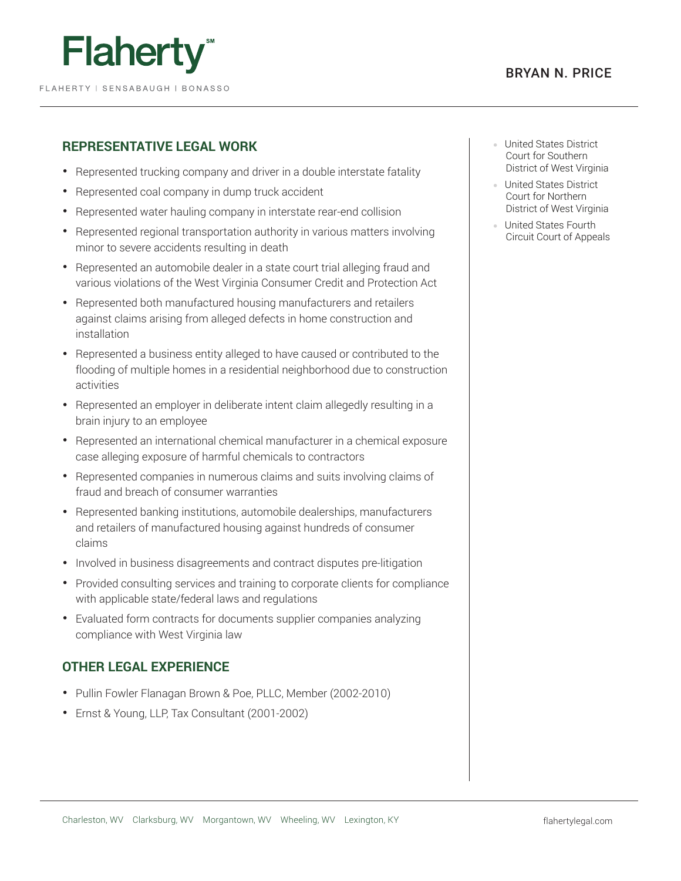## REPRESENTATIVE LEGAL WORK

- Represented trucking company and driver in a double interstate fatality
- Represented coal company in dump truck accident
- Represented water hauling company in interstate rear-end collision
- Represented regional transportation authority in various matters involving minor to severe accidents resulting in death
- Represented an automobile dealer in a state court trial alleging fraud and various violations of the West Virginia Consumer Credit and Protection Act
- Represented both manufactured housing manufacturers and retailers against claims arising from alleged defects in home construction and installation
- Represented a business entity alleged to have caused or contributed to the flooding of multiple homes in a residential neighborhood due to construction activities
- Represented an employer in deliberate intent claim allegedly resulting in a brain injury to an employee
- Represented an international chemical manufacturer in a chemical exposure case alleging exposure of harmful chemicals to contractors
- Represented companies in numerous claims and suits involving claims of fraud and breach of consumer warranties
- Represented banking institutions, automobile dealerships, manufacturers and retailers of manufactured housing against hundreds of consumer claims
- Involved in business disagreements and contract disputes pre-litigation
- Provided consulting services and training to corporate clients for compliance with applicable state/federal laws and regulations
- Evaluated form contracts for documents supplier companies analyzing compliance with West Virginia law

## OTHER LEGAL EXPERIENCE

- Pullin Fowler Flanagan Brown & Poe, PLLC, Member (2002-2010)
- Ernst & Young, LLP, Tax Consultant (2001-2002)

- United States District Court for Southern District of West Virginia
- United States District Court for Northern District of West Virginia
- United States Fourth Circuit Court of Appeals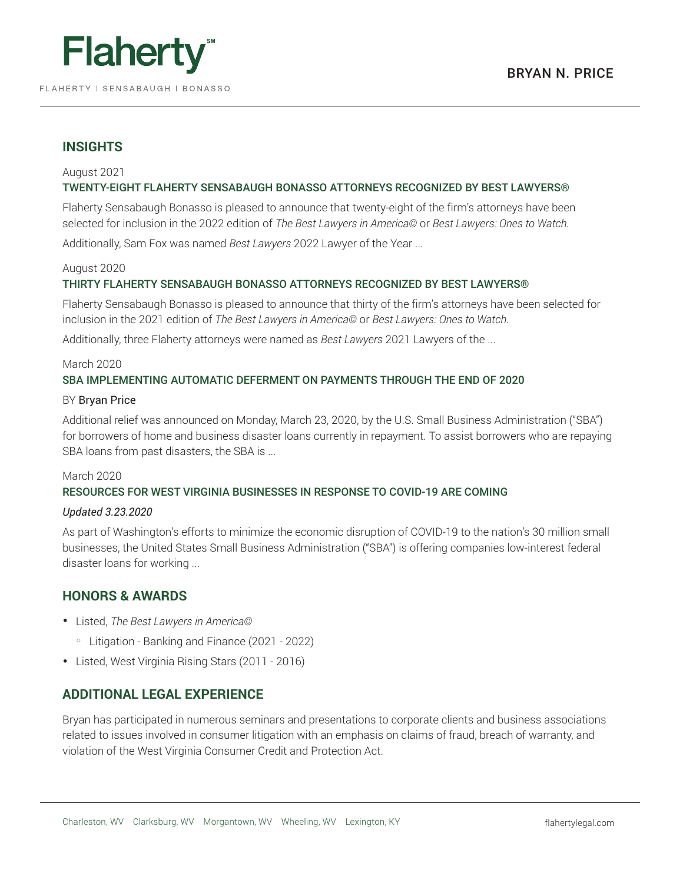## INSIGHTS

August 2021

**TWENTY-EIGHT FLAHERTY SENSABAUGH BONASSO ATTORNEYS RECOGNIZED BY BEST LAWYERS®**

Flaherty Sensabaugh Bonasso is pleased to announce that twenty-eight of the firm's attorneys have been selected for inclusion in the 2022 edition of *The Best Lawyers in America©* or *Best Lawyers: Ones to Watch.*

Additionally, Sam Fox was named *Best Lawyers* 2022 Lawyer of the Year ...

August 2020

**THIRTY FLAHERTY SENSABAUGH BONASSO ATTORNEYS RECOGNIZED BY BEST LAWYERS®**

Flaherty Sensabaugh Bonasso is pleased to announce that thirty of the firm's attorneys have been selected for inclusion in the 2021 edition of *The Best Lawyers in America©* or *Best Lawyers: Ones to Watch.*

Additionally, three Flaherty attorneys were named as *Best Lawyers* 2021 Lawyers of the ...

March 2020

**SBA IMPLEMENTING AUTOMATIC DEFERMENT ON PAYMENTS THROUGH THE END OF 2020**

BY Bryan Price

Additional relief was announced on Monday, March 23, 2020, by the U.S. Small Business Administration ("SBA") for borrowers of home and business disaster loans currently in repayment. To assist borrowers who are repaying SBA loans from past disasters, the SBA is ...

March 2020

**RESOURCES FOR WEST VIRGINIA BUSINESSES IN RESPONSE TO COVID-19 ARE COMING**

*Updated 3.23.2020*

As part of Washington's efforts to minimize the economic disruption of COVID-19 to the nation's 30 million small businesses, the United States Small Business Administration ("SBA") is offering companies low-interest federal disaster loans for working ...

## HONORS & AWARDS

- Listed, *The Best Lawyers in America©*
  - Litigation - Banking and Finance (2021 - 2022)
- Listed, West Virginia Rising Stars (2011 - 2016)

## ADDITIONAL LEGAL EXPERIENCE

Bryan has participated in numerous seminars and presentations to corporate clients and business associations related to issues involved in consumer litigation with an emphasis on claims of fraud, breach of warranty, and violation of the West Virginia Consumer Credit and Protection Act.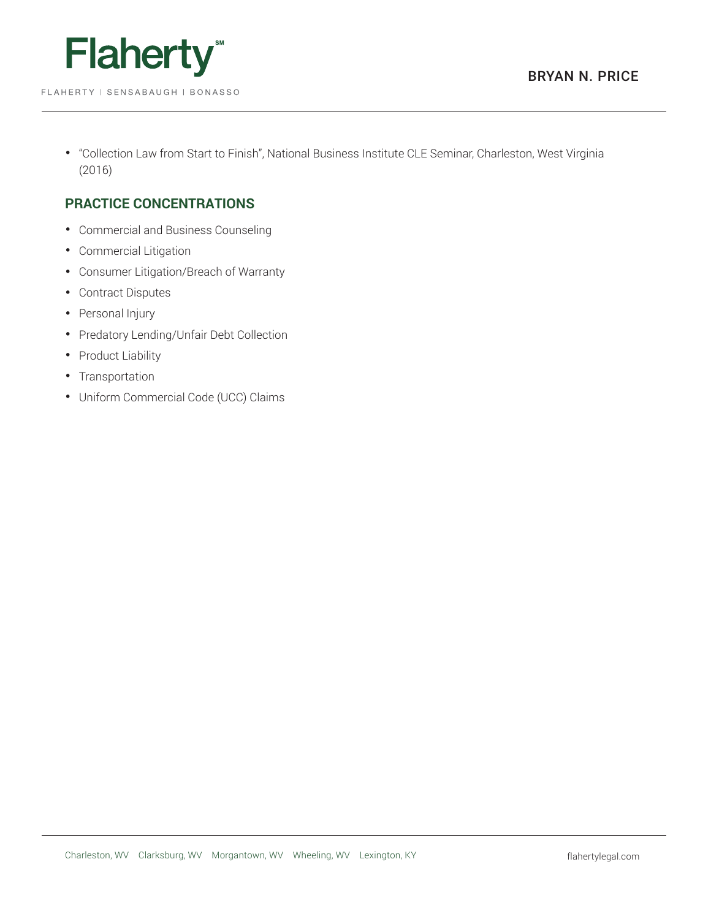- "Collection Law from Start to Finish", National Business Institute CLE Seminar, Charleston, West Virginia (2016)

## PRACTICE CONCENTRATIONS

- Commercial and Business Counseling
- Commercial Litigation
- Consumer Litigation/Breach of Warranty
- Contract Disputes
- Personal Injury
- Predatory Lending/Unfair Debt Collection
- Product Liability
- Transportation
- Uniform Commercial Code (UCC) Claims